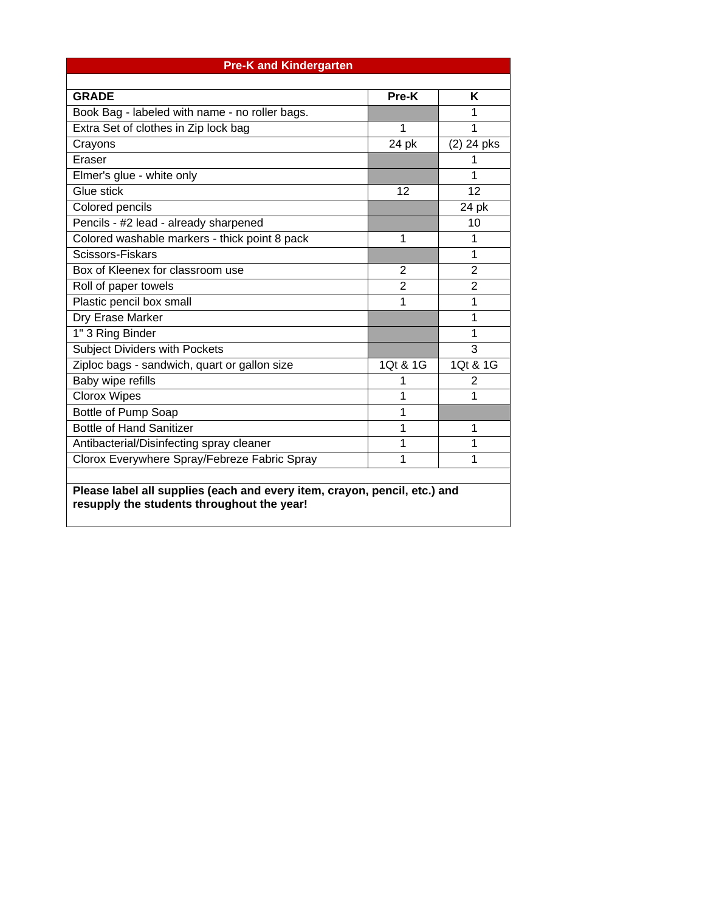## Pre-K and Kindergarten

| GRADE | Pre-K | K |
|---|---|---|
| Book Bag - labeled with name - no roller bags. | | 1 |
| Extra Set of clothes in Zip lock bag | 1 | 1 |
| Crayons | 24 pk | (2) 24 pks |
| Eraser | | 1 |
| Elmer's glue - white only | | 1 |
| Glue stick | 12 | 12 |
| Colored pencils | | 24 pk |
| Pencils - #2 lead - already sharpened | | 10 |
| Colored washable markers - thick point 8 pack | 1 | 1 |
| Scissors-Fiskars | | 1 |
| Box of Kleenex for classroom use | 2 | 2 |
| Roll of paper towels | 2 | 2 |
| Plastic pencil box small | 1 | 1 |
| Dry Erase Marker | | 1 |
| 1" 3 Ring Binder | | 1 |
| Subject Dividers with Pockets | | 3 |
| Ziploc bags - sandwich, quart or gallon size | 1Qt & 1G | 1Qt & 1G |
| Baby wipe refills | 1 | 2 |
| Clorox Wipes | 1 | 1 |
| Bottle of Pump Soap | 1 | |
| Bottle of Hand Sanitizer | 1 | 1 |
| Antibacterial/Disinfecting spray cleaner | 1 | 1 |
| Clorox Everywhere Spray/Febreze Fabric Spray | 1 | 1 |

**Please label all supplies (each and every item, crayon, pencil, etc.) and resupply the students throughout the year!**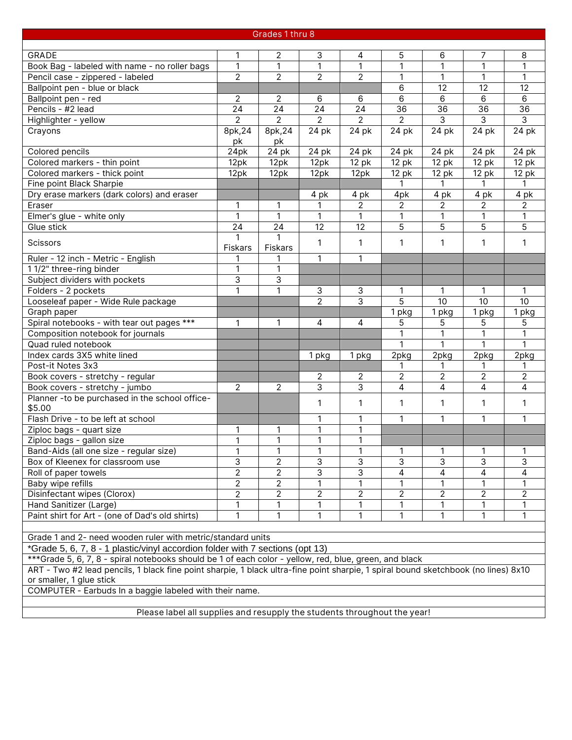## Grades 1 thru 8

| GRADE | 1 | 2 | 3 | 4 | 5 | 6 | 7 | 8 |
|---|---|---|---|---|---|---|---|---|
| Book Bag - labeled with name - no roller bags | 1 | 1 | 1 | 1 | 1 | 1 | 1 | 1 |
| Pencil case - zippered - labeled | 2 | 2 | 2 | 2 | 1 | 1 | 1 | 1 |
| Ballpoint pen - blue or black | | | | | 6 | 12 | 12 | 12 |
| Ballpoint pen - red | 2 | 2 | 6 | 6 | 6 | 6 | 6 | 6 |
| Pencils - #2 lead | 24 | 24 | 24 | 24 | 36 | 36 | 36 | 36 |
| Highlighter - yellow | 2 | 2 | 2 | 2 | 2 | 3 | 3 | 3 |
| Crayons | 8pk,24 pk | 8pk,24 pk | 24 pk | 24 pk | 24 pk | 24 pk | 24 pk | 24 pk |
| Colored pencils | 24pk | 24 pk | 24 pk | 24 pk | 24 pk | 24 pk | 24 pk | 24 pk |
| Colored markers - thin point | 12pk | 12pk | 12pk | 12 pk | 12 pk | 12 pk | 12 pk | 12 pk |
| Colored markers - thick point | 12pk | 12pk | 12pk | 12pk | 12 pk | 12 pk | 12 pk | 12 pk |
| Fine point Black Sharpie | | | | | 1 | 1 | 1 | 1 |
| Dry erase markers (dark colors) and eraser | | | 4 pk | 4 pk | 4pk | 4 pk | 4 pk | 4 pk |
| Eraser | 1 | 1 | 1 | 2 | 2 | 2 | 2 | 2 |
| Elmer's glue - white only | 1 | 1 | 1 | 1 | 1 | 1 | 1 | 1 |
| Glue stick | 24 | 24 | 12 | 12 | 5 | 5 | 5 | 5 |
| Scissors | 1 Fiskars | 1 Fiskars | 1 | 1 | 1 | 1 | 1 | 1 |
| Ruler - 12 inch - Metric - English | 1 | 1 | 1 | 1 | | | | |
| 1 1/2" three-ring binder | 1 | 1 | | | | | | |
| Subject dividers with pockets | 3 | 3 | | | | | | |
| Folders - 2 pockets | 1 | 1 | 3 | 3 | 1 | 1 | 1 | 1 |
| Looseleaf paper - Wide Rule package | | | 2 | 3 | 5 | 10 | 10 | 10 |
| Graph paper | | | | | 1 pkg | 1 pkg | 1 pkg | 1 pkg |
| Spiral notebooks - with tear out pages *** | 1 | 1 | 4 | 4 | 5 | 5 | 5 | 5 |
| Composition notebook for journals | | | | | 1 | 1 | 1 | 1 |
| Quad ruled notebook | | | | | 1 | 1 | 1 | 1 |
| Index cards 3X5 white lined | | | 1 pkg | 1 pkg | 2pkg | 2pkg | 2pkg | 2pkg |
| Post-it Notes 3x3 | | | | | 1 | 1 | 1 | 1 |
| Book covers - stretchy - regular | | | 2 | 2 | 2 | 2 | 2 | 2 |
| Book covers - stretchy - jumbo | 2 | 2 | 3 | 3 | 4 | 4 | 4 | 4 |
| Planner -to be purchased in the school office- $5.00 | | | 1 | 1 | 1 | 1 | 1 | 1 |
| Flash Drive - to be left at school | | | 1 | 1 | 1 | 1 | 1 | 1 |
| Ziploc bags - quart size | 1 | 1 | 1 | 1 | | | | |
| Ziploc bags - gallon size | 1 | 1 | 1 | 1 | | | | |
| Band-Aids (all one size - regular size) | 1 | 1 | 1 | 1 | 1 | 1 | 1 | 1 |
| Box of Kleenex for classroom use | 3 | 2 | 3 | 3 | 3 | 3 | 3 | 3 |
| Roll of paper towels | 2 | 2 | 3 | 3 | 4 | 4 | 4 | 4 |
| Baby wipe refills | 2 | 2 | 1 | 1 | 1 | 1 | 1 | 1 |
| Disinfectant wipes (Clorox) | 2 | 2 | 2 | 2 | 2 | 2 | 2 | 2 |
| Hand Sanitizer (Large) | 1 | 1 | 1 | 1 | 1 | 1 | 1 | 1 |
| Paint shirt for Art - (one of Dad's old shirts) | 1 | 1 | 1 | 1 | 1 | 1 | 1 | 1 |

Grade 1 and 2- need wooden ruler with metric/standard units

*Grade 5, 6, 7, 8 - 1 plastic/vinyl accordion folder with 7 sections (opt 13)

***Grade 5, 6, 7, 8 - spiral notebooks should be 1 of each color - yellow, red, blue, green, and black

ART - Two #2 lead pencils, 1 black fine point sharpie, 1 black ultra-fine point sharpie, 1 spiral bound sketchbook (no lines) 8x10 or smaller, 1 glue stick

COMPUTER - Earbuds In a baggie labeled with their name.

Please label all supplies and resupply the students throughout the year!